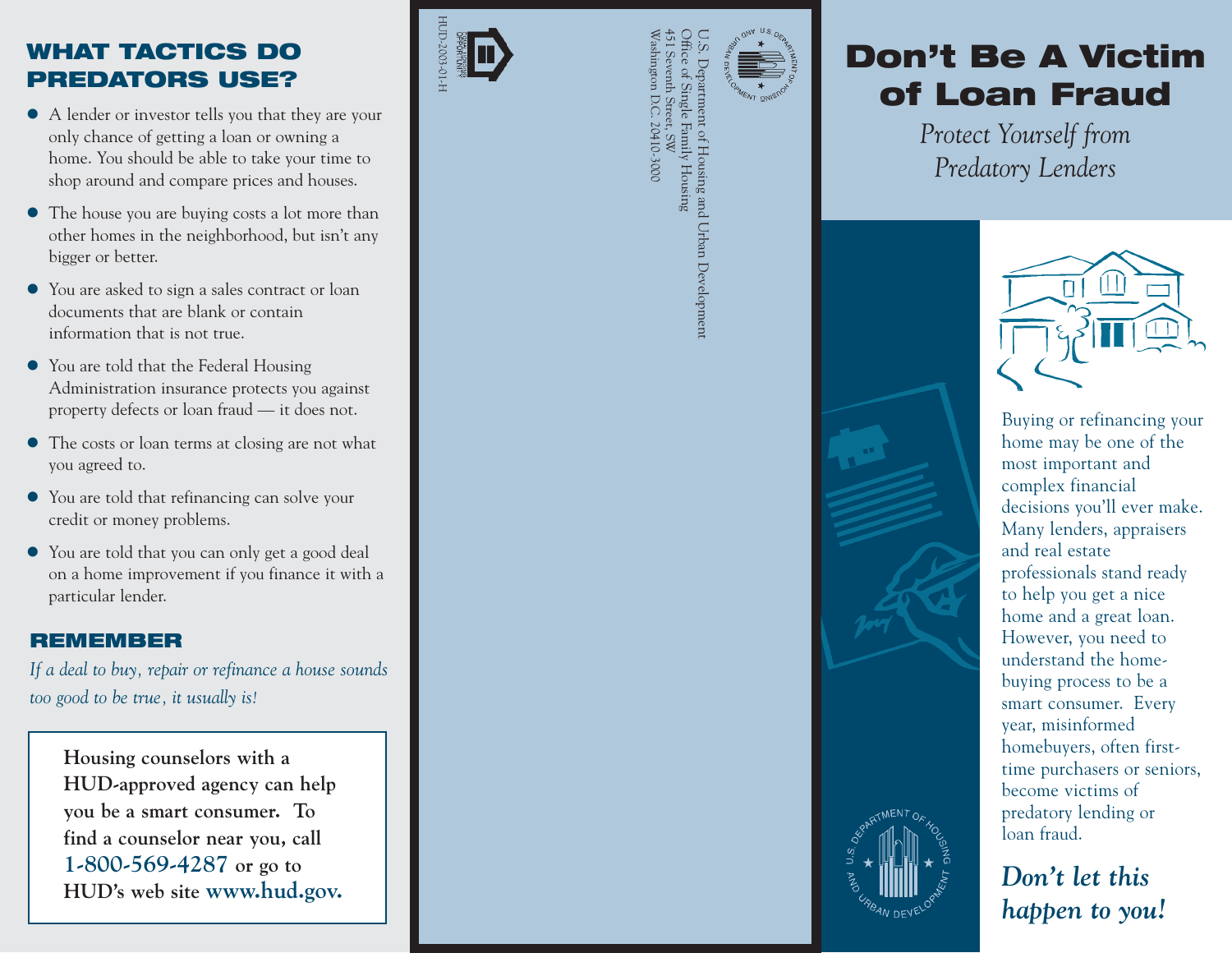## WHAT TACTICS DO PREDATORS USE?

- A lender or investor tells you that they are your only chance of getting a loan or owning a home. You should be able to take your time to shop around and compare prices and houses.
- The house you are buying costs a lot more than other homes in the neighborhood, but isn't any bigger or better.
- You are asked to sign a sales contract or loan documents that are blank or contain information that is not true.
- You are told that the Federal Housing Administration insurance protects you against property defects or loan fraud — it does not.
- The costs or loan terms at closing are not what you agreed to.
- You are told that refinancing can solve your credit or money problems.
- You are told that you can only get a good deal on a home improvement if you finance it with a particular lender.

## REMEMBER

*If a deal to buy, repair or refinance a house sounds too good to be true, it usually is!*

**Housing counselors with a HUD-approved agency can help you be a smart consumer. To find a counselor near you, call 1-800-569-4287 or go to HUD's web site www.hud.gov.**

U.S. Department of Housing and Urban Development
Office of Single Family Housing
451 Seventh Street, SW
Washington D.C. 20410-3000

HUD-2003-01-H

# Don't Be A Victim of Loan Fraud

*Protect Yourself from Predatory Lenders*

Buying or refinancing your home may be one of the most important and complex financial decisions you'll ever make. Many lenders, appraisers and real estate professionals stand ready to help you get a nice home and a great loan. However, you need to understand the home-buying process to be a smart consumer. Every year, misinformed homebuyers, often first-time purchasers or seniors, become victims of predatory lending or loan fraud.

***Don't let this happen to you!***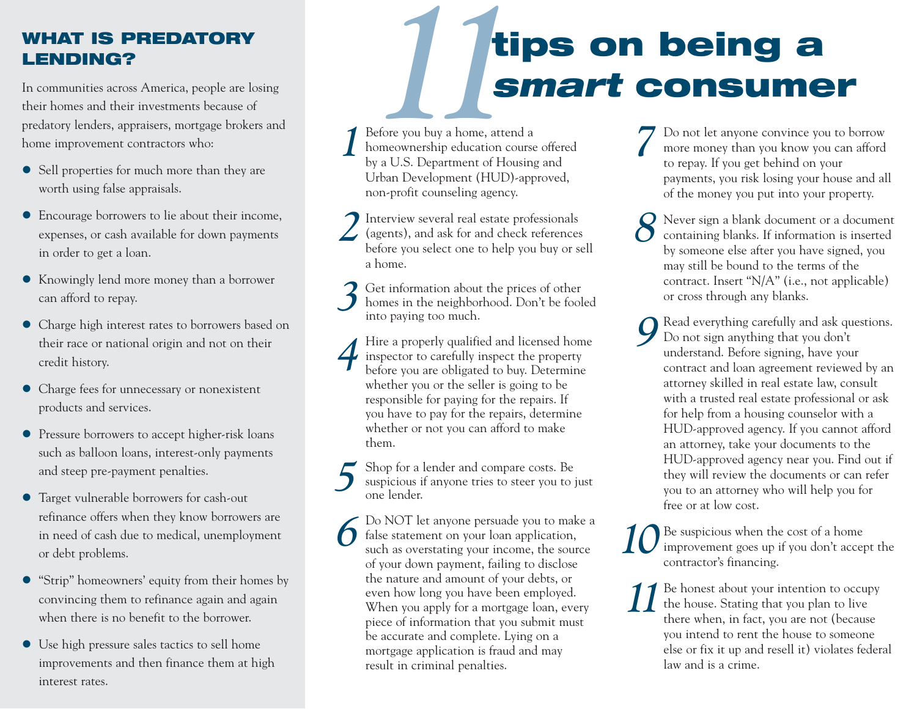## WHAT IS PREDATORY LENDING?

In communities across America, people are losing their homes and their investments because of predatory lenders, appraisers, mortgage brokers and home improvement contractors who:

- Sell properties for much more than they are worth using false appraisals.
- Encourage borrowers to lie about their income, expenses, or cash available for down payments in order to get a loan.
- Knowingly lend more money than a borrower can afford to repay.
- Charge high interest rates to borrowers based on their race or national origin and not on their credit history.
- Charge fees for unnecessary or nonexistent products and services.
- Pressure borrowers to accept higher-risk loans such as balloon loans, interest-only payments and steep pre-payment penalties.
- Target vulnerable borrowers for cash-out refinance offers when they know borrowers are in need of cash due to medical, unemployment or debt problems.
- "Strip" homeowners' equity from their homes by convincing them to refinance again and again when there is no benefit to the borrower.
- Use high pressure sales tactics to sell home improvements and then finance them at high interest rates.

# 11 tips on being a *smart* consumer

*1* Before you buy a home, attend a homeownership education course offered by a U.S. Department of Housing and Urban Development (HUD)-approved, non-profit counseling agency.

*2* Interview several real estate professionals (agents), and ask for and check references before you select one to help you buy or sell a home.

*3* Get information about the prices of other homes in the neighborhood. Don't be fooled into paying too much.

*4* Hire a properly qualified and licensed home inspector to carefully inspect the property before you are obligated to buy. Determine whether you or the seller is going to be responsible for paying for the repairs. If you have to pay for the repairs, determine whether or not you can afford to make them.

*5* Shop for a lender and compare costs. Be suspicious if anyone tries to steer you to just one lender.

*6* Do NOT let anyone persuade you to make a false statement on your loan application, such as overstating your income, the source of your down payment, failing to disclose the nature and amount of your debts, or even how long you have been employed. When you apply for a mortgage loan, every piece of information that you submit must be accurate and complete. Lying on a mortgage application is fraud and may result in criminal penalties.

*7* Do not let anyone convince you to borrow more money than you know you can afford to repay. If you get behind on your payments, you risk losing your house and all of the money you put into your property.

*8* Never sign a blank document or a document containing blanks. If information is inserted by someone else after you have signed, you may still be bound to the terms of the contract. Insert "N/A" (i.e., not applicable) or cross through any blanks.

*9* Read everything carefully and ask questions. Do not sign anything that you don't understand. Before signing, have your contract and loan agreement reviewed by an attorney skilled in real estate law, consult with a trusted real estate professional or ask for help from a housing counselor with a HUD-approved agency. If you cannot afford an attorney, take your documents to the HUD-approved agency near you. Find out if they will review the documents or can refer you to an attorney who will help you for free or at low cost.

*10* Be suspicious when the cost of a home improvement goes up if you don't accept the contractor's financing.

*11* Be honest about your intention to occupy the house. Stating that you plan to live there when, in fact, you are not (because you intend to rent the house to someone else or fix it up and resell it) violates federal law and is a crime.